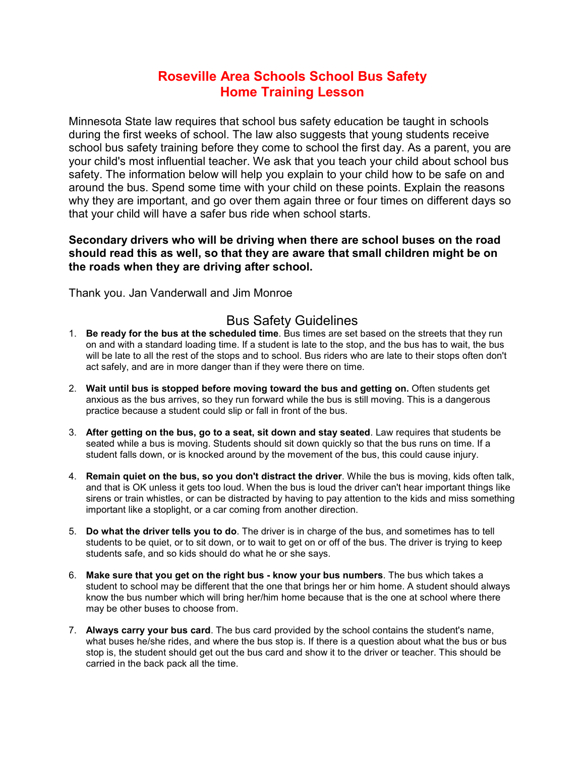# Roseville Area Schools School Bus Safety
# Home Training Lesson

Minnesota State law requires that school bus safety education be taught in schools during the first weeks of school. The law also suggests that young students receive school bus safety training before they come to school the first day. As a parent, you are your child's most influential teacher. We ask that you teach your child about school bus safety. The information below will help you explain to your child how to be safe on and around the bus. Spend some time with your child on these points. Explain the reasons why they are important, and go over them again three or four times on different days so that your child will have a safer bus ride when school starts.

**Secondary drivers who will be driving when there are school buses on the road should read this as well, so that they are aware that small children might be on the roads when they are driving after school.**

Thank you. Jan Vanderwall and Jim Monroe

## Bus Safety Guidelines

1. **Be ready for the bus at the scheduled time**. Bus times are set based on the streets that they run on and with a standard loading time. If a student is late to the stop, and the bus has to wait, the bus will be late to all the rest of the stops and to school. Bus riders who are late to their stops often don't act safely, and are in more danger than if they were there on time.

2. **Wait until bus is stopped before moving toward the bus and getting on.** Often students get anxious as the bus arrives, so they run forward while the bus is still moving. This is a dangerous practice because a student could slip or fall in front of the bus.

3. **After getting on the bus, go to a seat, sit down and stay seated**. Law requires that students be seated while a bus is moving. Students should sit down quickly so that the bus runs on time. If a student falls down, or is knocked around by the movement of the bus, this could cause injury.

4. **Remain quiet on the bus, so you don't distract the driver**. While the bus is moving, kids often talk, and that is OK unless it gets too loud. When the bus is loud the driver can't hear important things like sirens or train whistles, or can be distracted by having to pay attention to the kids and miss something important like a stoplight, or a car coming from another direction.

5. **Do what the driver tells you to do**. The driver is in charge of the bus, and sometimes has to tell students to be quiet, or to sit down, or to wait to get on or off of the bus. The driver is trying to keep students safe, and so kids should do what he or she says.

6. **Make sure that you get on the right bus - know your bus numbers**. The bus which takes a student to school may be different that the one that brings her or him home. A student should always know the bus number which will bring her/him home because that is the one at school where there may be other buses to choose from.

7. **Always carry your bus card**. The bus card provided by the school contains the student's name, what buses he/she rides, and where the bus stop is. If there is a question about what the bus or bus stop is, the student should get out the bus card and show it to the driver or teacher. This should be carried in the back pack all the time.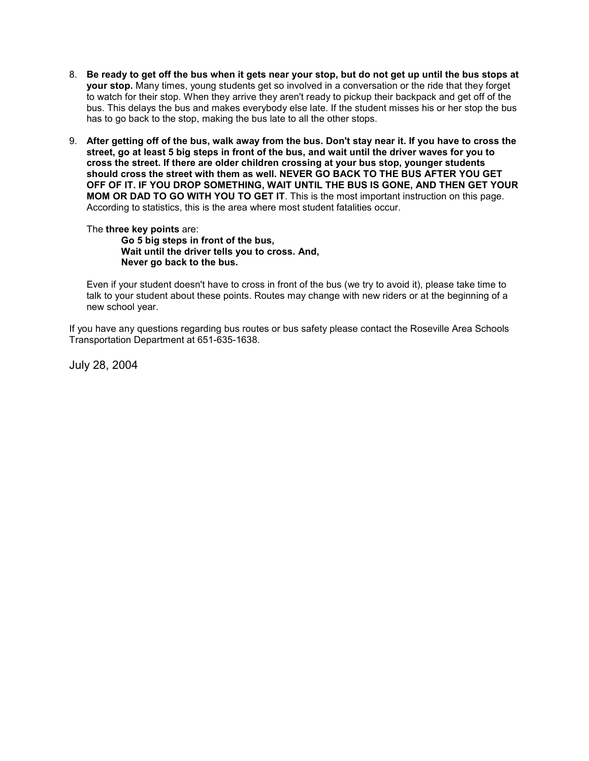8. **Be ready to get off the bus when it gets near your stop, but do not get up until the bus stops at your stop.** Many times, young students get so involved in a conversation or the ride that they forget to watch for their stop. When they arrive they aren't ready to pickup their backpack and get off of the bus. This delays the bus and makes everybody else late. If the student misses his or her stop the bus has to go back to the stop, making the bus late to all the other stops.

9. **After getting off of the bus, walk away from the bus. Don't stay near it. If you have to cross the street, go at least 5 big steps in front of the bus, and wait until the driver waves for you to cross the street. If there are older children crossing at your bus stop, younger students should cross the street with them as well. NEVER GO BACK TO THE BUS AFTER YOU GET OFF OF IT. IF YOU DROP SOMETHING, WAIT UNTIL THE BUS IS GONE, AND THEN GET YOUR MOM OR DAD TO GO WITH YOU TO GET IT**. This is the most important instruction on this page. According to statistics, this is the area where most student fatalities occur.

   The **three key points** are:

   > **Go 5 big steps in front of the bus,**
   > **Wait until the driver tells you to cross. And,**
   > **Never go back to the bus.**

   Even if your student doesn't have to cross in front of the bus (we try to avoid it), please take time to talk to your student about these points. Routes may change with new riders or at the beginning of a new school year.

If you have any questions regarding bus routes or bus safety please contact the Roseville Area Schools Transportation Department at 651-635-1638.

July 28, 2004